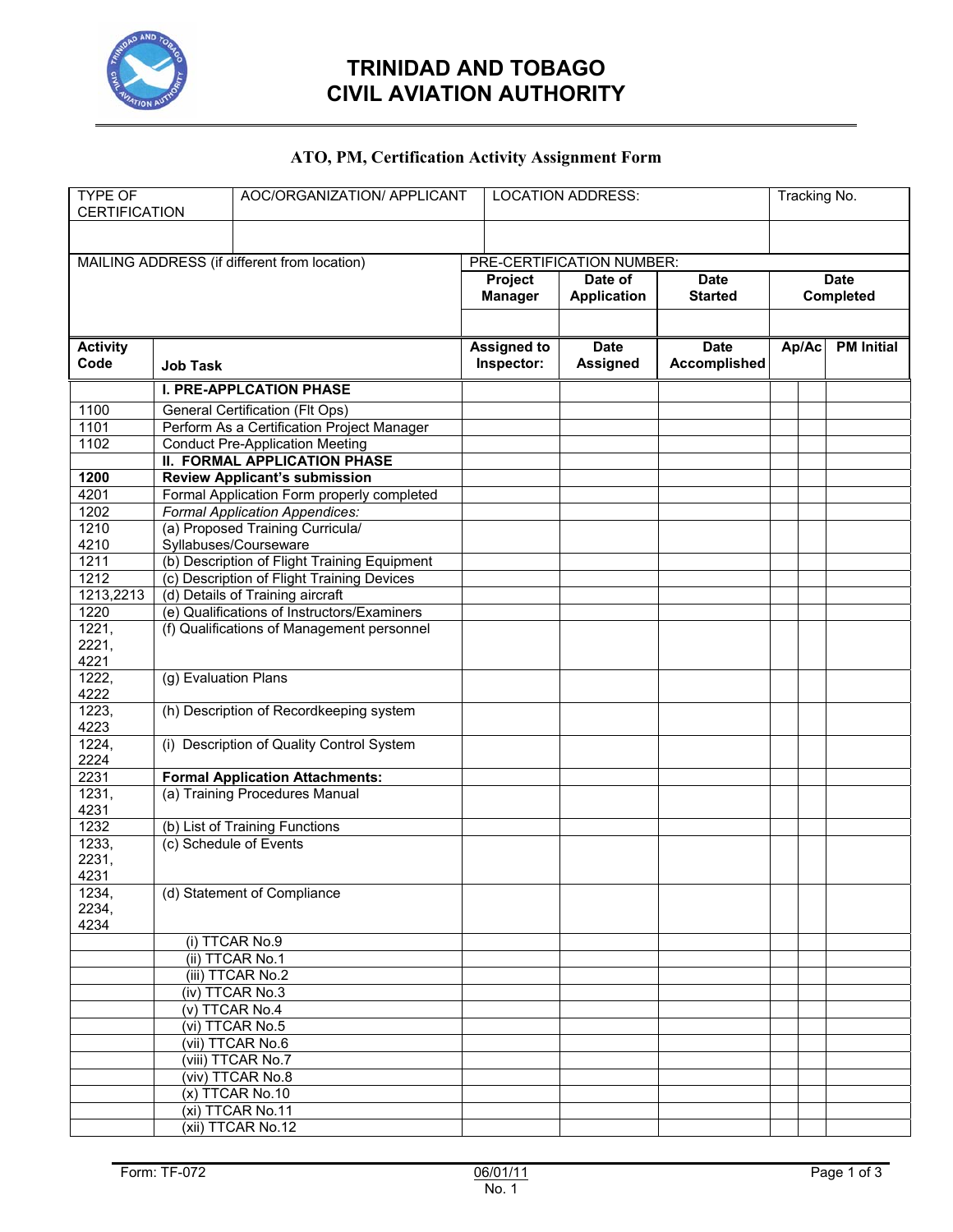# TRINIDAD AND TOBAGO
# CIVIL AVIATION AUTHORITY

## ATO, PM, Certification Activity Assignment Form

| TYPE OF CERTIFICATION | AOC/ORGANIZATION/ APPLICANT | LOCATION ADDRESS: | Tracking No. |
|---|---|---|---|
| | | | |

| MAILING ADDRESS (if different from location) | PRE-CERTIFICATION NUMBER: | | | |
|---|---|---|---|---|
| | **Project Manager** | **Date of Application** | **Date Started** | **Date Completed** |
| | | | | |

| Activity Code | Job Task | Assigned to Inspector: | Date Assigned | Date Accomplished | Ap/Ac | | PM Initial |
|---|---|---|---|---|---|---|---|
| | **I. PRE-APPLCATION PHASE** | | | | | | |
| 1100 | General Certification (Flt Ops) | | | | | | |
| 1101 | Perform As a Certification Project Manager | | | | | | |
| 1102 | Conduct Pre-Application Meeting | | | | | | |
| | **II. FORMAL APPLICATION PHASE** | | | | | | |
| **1200** | **Review Applicant's submission** | | | | | | |
| 4201 | Formal Application Form properly completed | | | | | | |
| 1202 | *Formal Application Appendices:* | | | | | | |
| 1210 4210 | (a) Proposed Training Curricula/ Syllabuses/Courseware | | | | | | |
| 1211 | (b) Description of Flight Training Equipment | | | | | | |
| 1212 | (c) Description of Flight Training Devices | | | | | | |
| 1213,2213 | (d) Details of Training aircraft | | | | | | |
| 1220 | (e) Qualifications of Instructors/Examiners | | | | | | |
| 1221, 2221, 4221 | (f) Qualifications of Management personnel | | | | | | |
| 1222, 4222 | (g) Evaluation Plans | | | | | | |
| 1223, 4223 | (h) Description of Recordkeeping system | | | | | | |
| 1224, 2224 | (i) Description of Quality Control System | | | | | | |
| 2231 | **Formal Application Attachments:** | | | | | | |
| 1231, 4231 | (a) Training Procedures Manual | | | | | | |
| 1232 | (b) List of Training Functions | | | | | | |
| 1233, 2231, 4231 | (c) Schedule of Events | | | | | | |
| 1234, 2234, 4234 | (d) Statement of Compliance | | | | | | |
| | (i) TTCAR No.9 | | | | | | |
| | (ii) TTCAR No.1 | | | | | | |
| | (iii) TTCAR No.2 | | | | | | |
| | (iv) TTCAR No.3 | | | | | | |
| | (v) TTCAR No.4 | | | | | | |
| | (vi) TTCAR No.5 | | | | | | |
| | (vii) TTCAR No.6 | | | | | | |
| | (viii) TTCAR No.7 | | | | | | |
| | (viv) TTCAR No.8 | | | | | | |
| | (x) TTCAR No.10 | | | | | | |
| | (xi) TTCAR No.11 | | | | | | |
| | (xii) TTCAR No.12 | | | | | | |

Form: TF-072 | 06/01/11 No. 1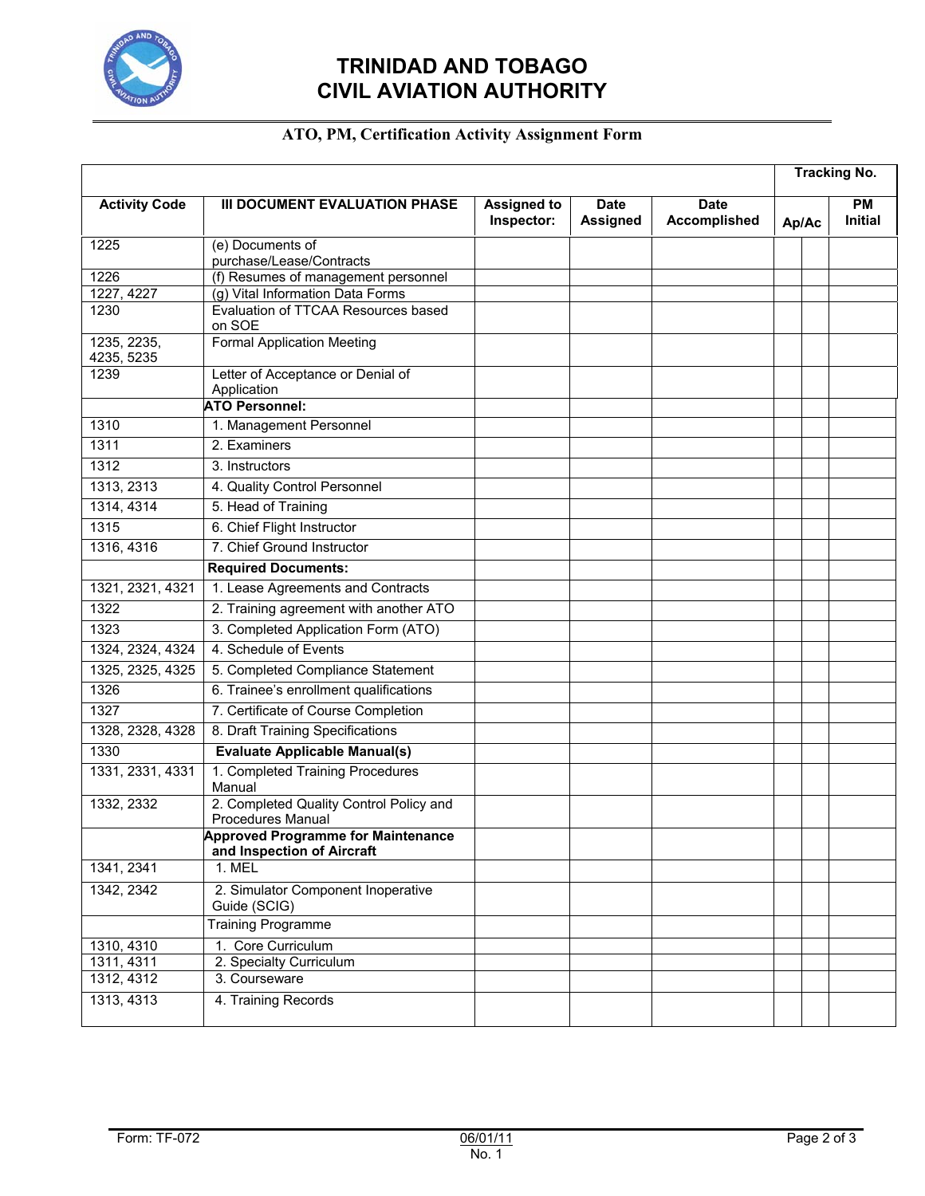# TRINIDAD AND TOBAGO CIVIL AVIATION AUTHORITY

## ATO, PM, Certification Activity Assignment Form

| | | | | | Tracking No. | | |
|---|---|---|---|---|---|---|---|
| **Activity Code** | **III DOCUMENT EVALUATION PHASE** | **Assigned to Inspector:** | **Date Assigned** | **Date Accomplished** | **Ap/Ac** | | **PM Initial** |
| 1225 | (e) Documents of purchase/Lease/Contracts | | | | | | |
| 1226 | (f) Resumes of management personnel | | | | | | |
| 1227, 4227 | (g) Vital Information Data Forms | | | | | | |
| 1230 | Evaluation of TTCAA Resources based on SOE | | | | | | |
| 1235, 2235, 4235, 5235 | Formal Application Meeting | | | | | | |
| 1239 | Letter of Acceptance or Denial of Application | | | | | | |
| | **ATO Personnel:** | | | | | | |
| 1310 | 1. Management Personnel | | | | | | |
| 1311 | 2. Examiners | | | | | | |
| 1312 | 3. Instructors | | | | | | |
| 1313, 2313 | 4. Quality Control Personnel | | | | | | |
| 1314, 4314 | 5. Head of Training | | | | | | |
| 1315 | 6. Chief Flight Instructor | | | | | | |
| 1316, 4316 | 7. Chief Ground Instructor | | | | | | |
| | **Required Documents:** | | | | | | |
| 1321, 2321, 4321 | 1. Lease Agreements and Contracts | | | | | | |
| 1322 | 2. Training agreement with another ATO | | | | | | |
| 1323 | 3. Completed Application Form (ATO) | | | | | | |
| 1324, 2324, 4324 | 4. Schedule of Events | | | | | | |
| 1325, 2325, 4325 | 5. Completed Compliance Statement | | | | | | |
| 1326 | 6. Trainee's enrollment qualifications | | | | | | |
| 1327 | 7. Certificate of Course Completion | | | | | | |
| 1328, 2328, 4328 | 8. Draft Training Specifications | | | | | | |
| 1330 | **Evaluate Applicable Manual(s)** | | | | | | |
| 1331, 2331, 4331 | 1. Completed Training Procedures Manual | | | | | | |
| 1332, 2332 | 2. Completed Quality Control Policy and Procedures Manual | | | | | | |
| | **Approved Programme for Maintenance and Inspection of Aircraft** | | | | | | |
| 1341, 2341 | 1. MEL | | | | | | |
| 1342, 2342 | 2. Simulator Component Inoperative Guide (SCIG) | | | | | | |
| | Training Programme | | | | | | |
| 1310, 4310 | 1. Core Curriculum | | | | | | |
| 1311, 4311 | 2. Specialty Curriculum | | | | | | |
| 1312, 4312 | 3. Courseware | | | | | | |
| 1313, 4313 | 4. Training Records | | | | | | |

Form: TF-072 | 06/01/11 No. 1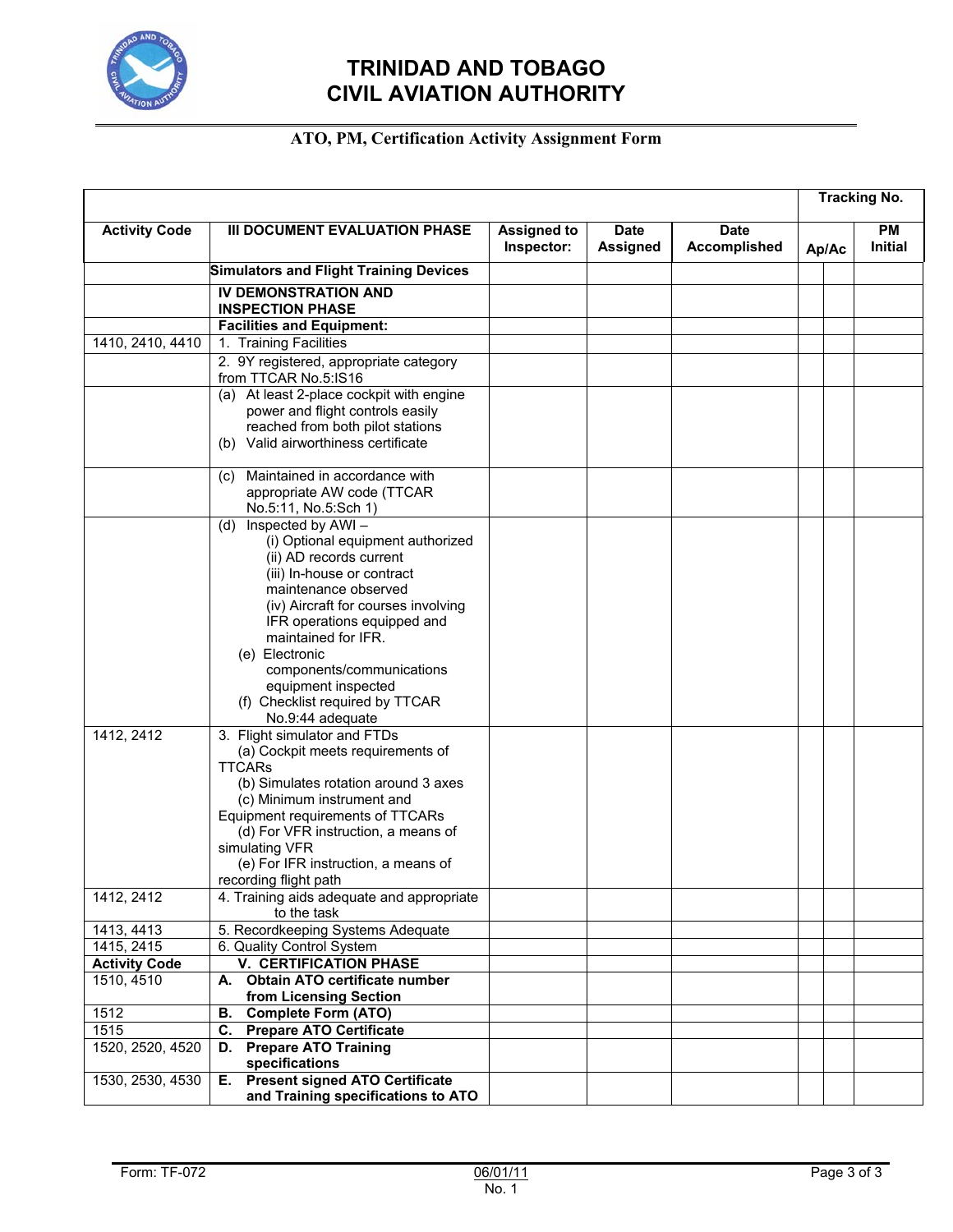# TRINIDAD AND TOBAGO CIVIL AVIATION AUTHORITY

## ATO, PM, Certification Activity Assignment Form

| | | | | | Tracking No. | | |
|---|---|---|---|---|---|---|---|
| **Activity Code** | **III DOCUMENT EVALUATION PHASE** | **Assigned to Inspector:** | **Date Assigned** | **Date Accomplished** | **Ap/Ac** | | **PM Initial** |
| | **Simulators and Flight Training Devices** | | | | | | |
| | **IV DEMONSTRATION AND INSPECTION PHASE** | | | | | | |
| | **Facilities and Equipment:** | | | | | | |
| 1410, 2410, 4410 | 1. Training Facilities | | | | | | |
| | 2. 9Y registered, appropriate category from TTCAR No.5:IS16 | | | | | | |
| | (a) At least 2-place cockpit with engine power and flight controls easily reached from both pilot stations<br>(b) Valid airworthiness certificate | | | | | | |
| | (c) Maintained in accordance with appropriate AW code (TTCAR No.5:11, No.5:Sch 1) | | | | | | |
| | (d) Inspected by AWI –<br>(i) Optional equipment authorized<br>(ii) AD records current<br>(iii) In-house or contract maintenance observed<br>(iv) Aircraft for courses involving IFR operations equipped and maintained for IFR.<br>(e) Electronic components/communications equipment inspected<br>(f) Checklist required by TTCAR No.9:44 adequate | | | | | | |
| 1412, 2412 | 3. Flight simulator and FTDs<br>(a) Cockpit meets requirements of TTCARs<br>(b) Simulates rotation around 3 axes<br>(c) Minimum instrument and Equipment requirements of TTCARs<br>(d) For VFR instruction, a means of simulating VFR<br>(e) For IFR instruction, a means of recording flight path | | | | | | |
| 1412, 2412 | 4. Training aids adequate and appropriate to the task | | | | | | |
| 1413, 4413 | 5. Recordkeeping Systems Adequate | | | | | | |
| 1415, 2415 | 6. Quality Control System | | | | | | |
| **Activity Code** | **V. CERTIFICATION PHASE** | | | | | | |
| 1510, 4510 | **A. Obtain ATO certificate number from Licensing Section** | | | | | | |
| 1512 | **B. Complete Form (ATO)** | | | | | | |
| 1515 | **C. Prepare ATO Certificate** | | | | | | |
| 1520, 2520, 4520 | **D. Prepare ATO Training specifications** | | | | | | |
| 1530, 2530, 4530 | **E. Present signed ATO Certificate and Training specifications to ATO** | | | | | | |

Form: TF-072 06/01/11 No. 1